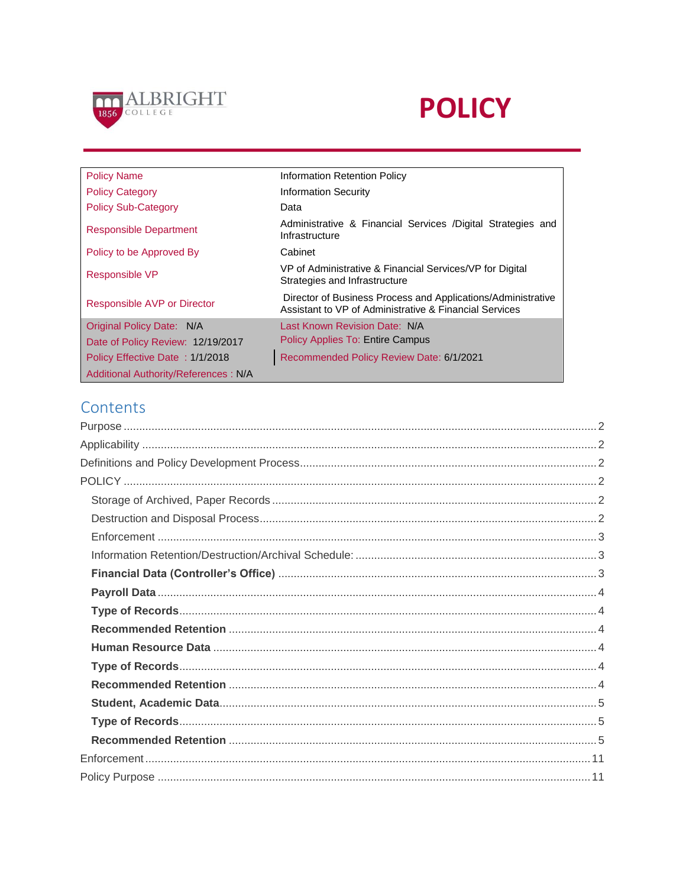ALBRIGHT COLLEGE 1856

# POLICY

| | |
|---|---|
| Policy Name | Information Retention Policy |
| Policy Category | Information Security |
| Policy Sub-Category | Data |
| Responsible Department | Administrative & Financial Services /Digital Strategies and Infrastructure |
| Policy to be Approved By | Cabinet |
| Responsible VP | VP of Administrative & Financial Services/VP for Digital Strategies and Infrastructure |
| Responsible AVP or Director | Director of Business Process and Applications/Administrative Assistant to VP of Administrative & Financial Services |
| Original Policy Date: N/A | Last Known Revision Date: N/A |
| Date of Policy Review: 12/19/2017 | Policy Applies To: Entire Campus |
| Policy Effective Date : 1/1/2018 | Recommended Policy Review Date: 6/1/2021 |
| Additional Authority/References : N/A | |

## Contents

- Purpose ..... 2
- Applicability ..... 2
- Definitions and Policy Development Process ..... 2
- POLICY ..... 2
  - Storage of Archived, Paper Records ..... 2
  - Destruction and Disposal Process ..... 2
  - Enforcement ..... 3
  - Information Retention/Destruction/Archival Schedule: ..... 3
  - **Financial Data (Controller's Office)** ..... 3
  - **Payroll Data** ..... 4
  - **Type of Records** ..... 4
  - **Recommended Retention** ..... 4
  - **Human Resource Data** ..... 4
  - **Type of Records** ..... 4
  - **Recommended Retention** ..... 4
  - **Student, Academic Data** ..... 5
  - **Type of Records** ..... 5
  - **Recommended Retention** ..... 5
- Enforcement ..... 11
- Policy Purpose ..... 11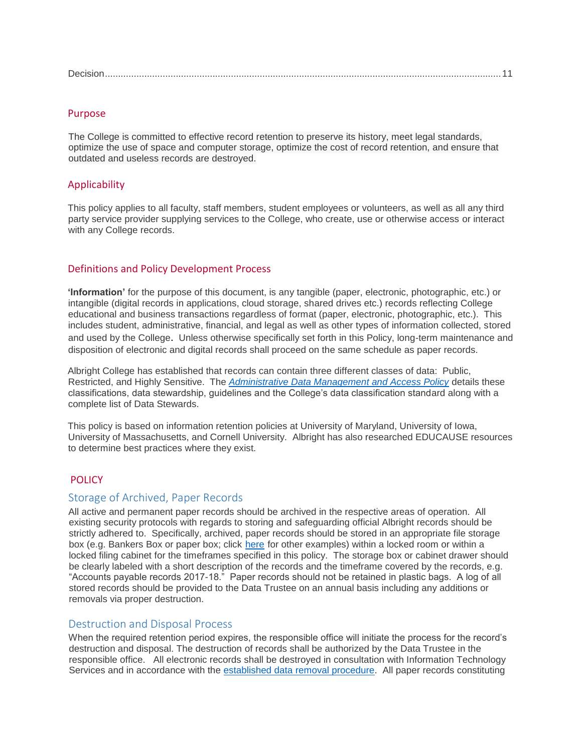Decision......................................................................................................................................................11

## Purpose

The College is committed to effective record retention to preserve its history, meet legal standards, optimize the use of space and computer storage, optimize the cost of record retention, and ensure that outdated and useless records are destroyed.

## Applicability

This policy applies to all faculty, staff members, student employees or volunteers, as well as all any third party service provider supplying services to the College, who create, use or otherwise access or interact with any College records.

## Definitions and Policy Development Process

**'Information'** for the purpose of this document, is any tangible (paper, electronic, photographic, etc.) or intangible (digital records in applications, cloud storage, shared drives etc.) records reflecting College educational and business transactions regardless of format (paper, electronic, photographic, etc.). This includes student, administrative, financial, and legal as well as other types of information collected, stored and used by the College. Unless otherwise specifically set forth in this Policy, long-term maintenance and disposition of electronic and digital records shall proceed on the same schedule as paper records.

Albright College has established that records can contain three different classes of data: Public, Restricted, and Highly Sensitive. The *Administrative Data Management and Access Policy* details these classifications, data stewardship, guidelines and the College's data classification standard along with a complete list of Data Stewards.

This policy is based on information retention policies at University of Maryland, University of Iowa, University of Massachusetts, and Cornell University. Albright has also researched EDUCAUSE resources to determine best practices where they exist.

## POLICY

### Storage of Archived, Paper Records

All active and permanent paper records should be archived in the respective areas of operation. All existing security protocols with regards to storing and safeguarding official Albright records should be strictly adhered to. Specifically, archived, paper records should be stored in an appropriate file storage box (e.g. Bankers Box or paper box; click here for other examples) within a locked room or within a locked filing cabinet for the timeframes specified in this policy. The storage box or cabinet drawer should be clearly labeled with a short description of the records and the timeframe covered by the records, e.g. "Accounts payable records 2017-18." Paper records should not be retained in plastic bags. A log of all stored records should be provided to the Data Trustee on an annual basis including any additions or removals via proper destruction.

### Destruction and Disposal Process

When the required retention period expires, the responsible office will initiate the process for the record's destruction and disposal. The destruction of records shall be authorized by the Data Trustee in the responsible office. All electronic records shall be destroyed in consultation with Information Technology Services and in accordance with the established data removal procedure. All paper records constituting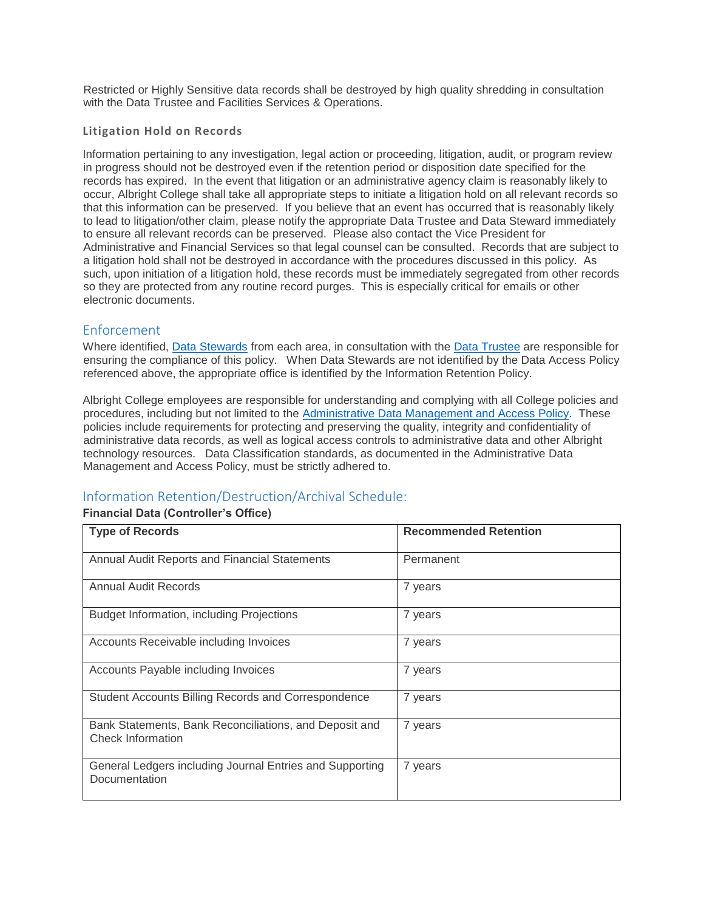Restricted or Highly Sensitive data records shall be destroyed by high quality shredding in consultation with the Data Trustee and Facilities Services & Operations.

### Litigation Hold on Records

Information pertaining to any investigation, legal action or proceeding, litigation, audit, or program review in progress should not be destroyed even if the retention period or disposition date specified for the records has expired. In the event that litigation or an administrative agency claim is reasonably likely to occur, Albright College shall take all appropriate steps to initiate a litigation hold on all relevant records so that this information can be preserved. If you believe that an event has occurred that is reasonably likely to lead to litigation/other claim, please notify the appropriate Data Trustee and Data Steward immediately to ensure all relevant records can be preserved. Please also contact the Vice President for Administrative and Financial Services so that legal counsel can be consulted. Records that are subject to a litigation hold shall not be destroyed in accordance with the procedures discussed in this policy. As such, upon initiation of a litigation hold, these records must be immediately segregated from other records so they are protected from any routine record purges. This is especially critical for emails or other electronic documents.

## Enforcement

Where identified, Data Stewards from each area, in consultation with the Data Trustee are responsible for ensuring the compliance of this policy. When Data Stewards are not identified by the Data Access Policy referenced above, the appropriate office is identified by the Information Retention Policy.

Albright College employees are responsible for understanding and complying with all College policies and procedures, including but not limited to the Administrative Data Management and Access Policy. These policies include requirements for protecting and preserving the quality, integrity and confidentiality of administrative data records, as well as logical access controls to administrative data and other Albright technology resources. Data Classification standards, as documented in the Administrative Data Management and Access Policy, must be strictly adhered to.

## Information Retention/Destruction/Archival Schedule:

**Financial Data (Controller's Office)**

| Type of Records | Recommended Retention |
|---|---|
| Annual Audit Reports and Financial Statements | Permanent |
| Annual Audit Records | 7 years |
| Budget Information, including Projections | 7 years |
| Accounts Receivable including Invoices | 7 years |
| Accounts Payable including Invoices | 7 years |
| Student Accounts Billing Records and Correspondence | 7 years |
| Bank Statements, Bank Reconciliations, and Deposit and Check Information | 7 years |
| General Ledgers including Journal Entries and Supporting Documentation | 7 years |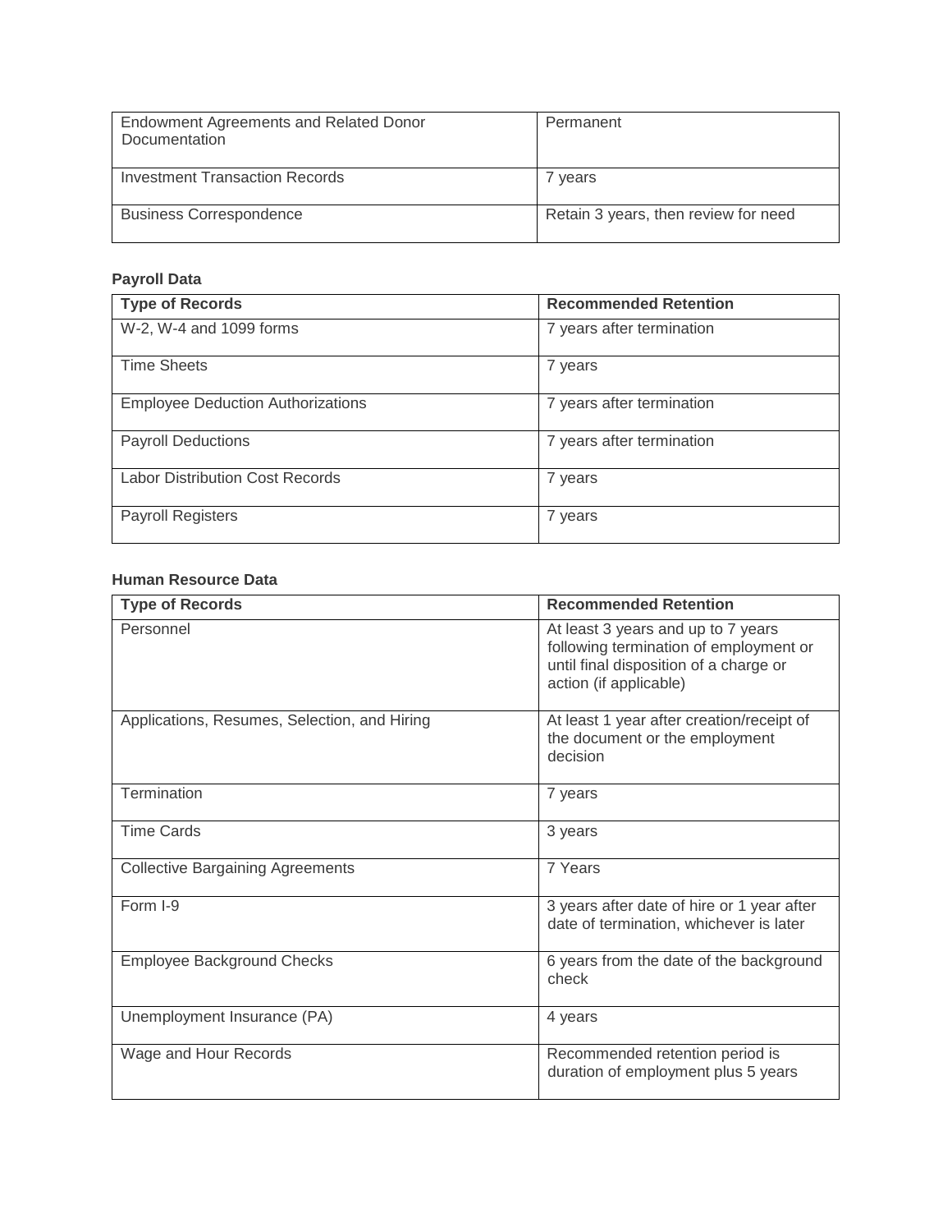| | |
|---|---|
| Endowment Agreements and Related Donor Documentation | Permanent |
| Investment Transaction Records | 7 years |
| Business Correspondence | Retain 3 years, then review for need |

**Payroll Data**

| Type of Records | Recommended Retention |
|---|---|
| W-2, W-4 and 1099 forms | 7 years after termination |
| Time Sheets | 7 years |
| Employee Deduction Authorizations | 7 years after termination |
| Payroll Deductions | 7 years after termination |
| Labor Distribution Cost Records | 7 years |
| Payroll Registers | 7 years |

**Human Resource Data**

| Type of Records | Recommended Retention |
|---|---|
| Personnel | At least 3 years and up to 7 years following termination of employment or until final disposition of a charge or action (if applicable) |
| Applications, Resumes, Selection, and Hiring | At least 1 year after creation/receipt of the document or the employment decision |
| Termination | 7 years |
| Time Cards | 3 years |
| Collective Bargaining Agreements | 7 Years |
| Form I-9 | 3 years after date of hire or 1 year after date of termination, whichever is later |
| Employee Background Checks | 6 years from the date of the background check |
| Unemployment Insurance (PA) | 4 years |
| Wage and Hour Records | Recommended retention period is duration of employment plus 5 years |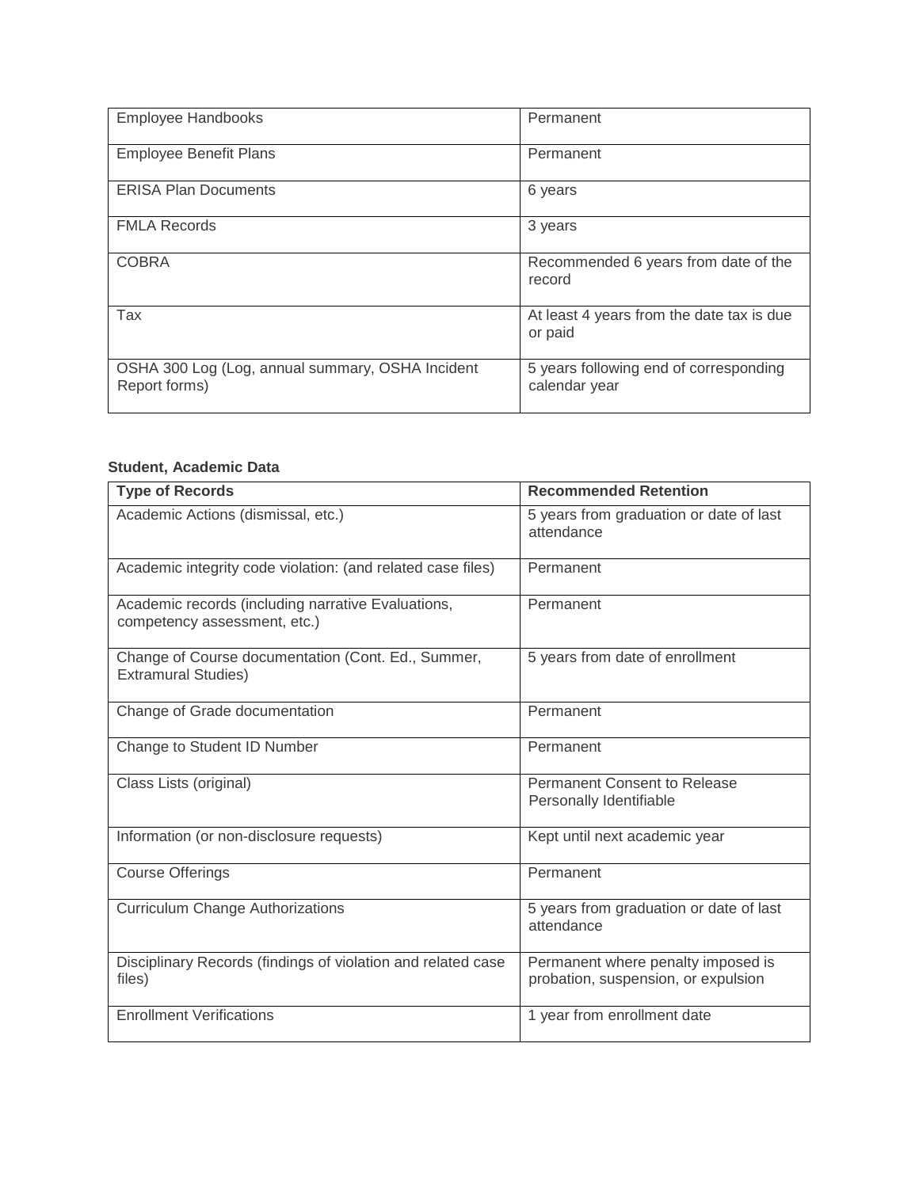| | |
|---|---|
| Employee Handbooks | Permanent |
| Employee Benefit Plans | Permanent |
| ERISA Plan Documents | 6 years |
| FMLA Records | 3 years |
| COBRA | Recommended 6 years from date of the record |
| Tax | At least 4 years from the date tax is due or paid |
| OSHA 300 Log (Log, annual summary, OSHA Incident Report forms) | 5 years following end of corresponding calendar year |

**Student, Academic Data**

| Type of Records | Recommended Retention |
|---|---|
| Academic Actions (dismissal, etc.) | 5 years from graduation or date of last attendance |
| Academic integrity code violation: (and related case files) | Permanent |
| Academic records (including narrative Evaluations, competency assessment, etc.) | Permanent |
| Change of Course documentation (Cont. Ed., Summer, Extramural Studies) | 5 years from date of enrollment |
| Change of Grade documentation | Permanent |
| Change to Student ID Number | Permanent |
| Class Lists (original) | Permanent Consent to Release Personally Identifiable |
| Information (or non-disclosure requests) | Kept until next academic year |
| Course Offerings | Permanent |
| Curriculum Change Authorizations | 5 years from graduation or date of last attendance |
| Disciplinary Records (findings of violation and related case files) | Permanent where penalty imposed is probation, suspension, or expulsion |
| Enrollment Verifications | 1 year from enrollment date |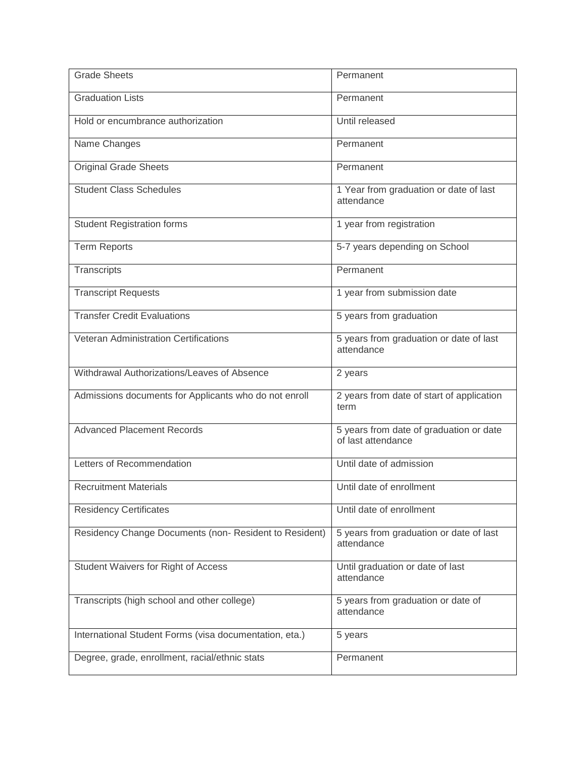| Grade Sheets | Permanent |
|---|---|
| Graduation Lists | Permanent |
| Hold or encumbrance authorization | Until released |
| Name Changes | Permanent |
| Original Grade Sheets | Permanent |
| Student Class Schedules | 1 Year from graduation or date of last attendance |
| Student Registration forms | 1 year from registration |
| Term Reports | 5-7 years depending on School |
| Transcripts | Permanent |
| Transcript Requests | 1 year from submission date |
| Transfer Credit Evaluations | 5 years from graduation |
| Veteran Administration Certifications | 5 years from graduation or date of last attendance |
| Withdrawal Authorizations/Leaves of Absence | 2 years |
| Admissions documents for Applicants who do not enroll | 2 years from date of start of application term |
| Advanced Placement Records | 5 years from date of graduation or date of last attendance |
| Letters of Recommendation | Until date of admission |
| Recruitment Materials | Until date of enrollment |
| Residency Certificates | Until date of enrollment |
| Residency Change Documents (non- Resident to Resident) | 5 years from graduation or date of last attendance |
| Student Waivers for Right of Access | Until graduation or date of last attendance |
| Transcripts (high school and other college) | 5 years from graduation or date of attendance |
| International Student Forms (visa documentation, eta.) | 5 years |
| Degree, grade, enrollment, racial/ethnic stats | Permanent |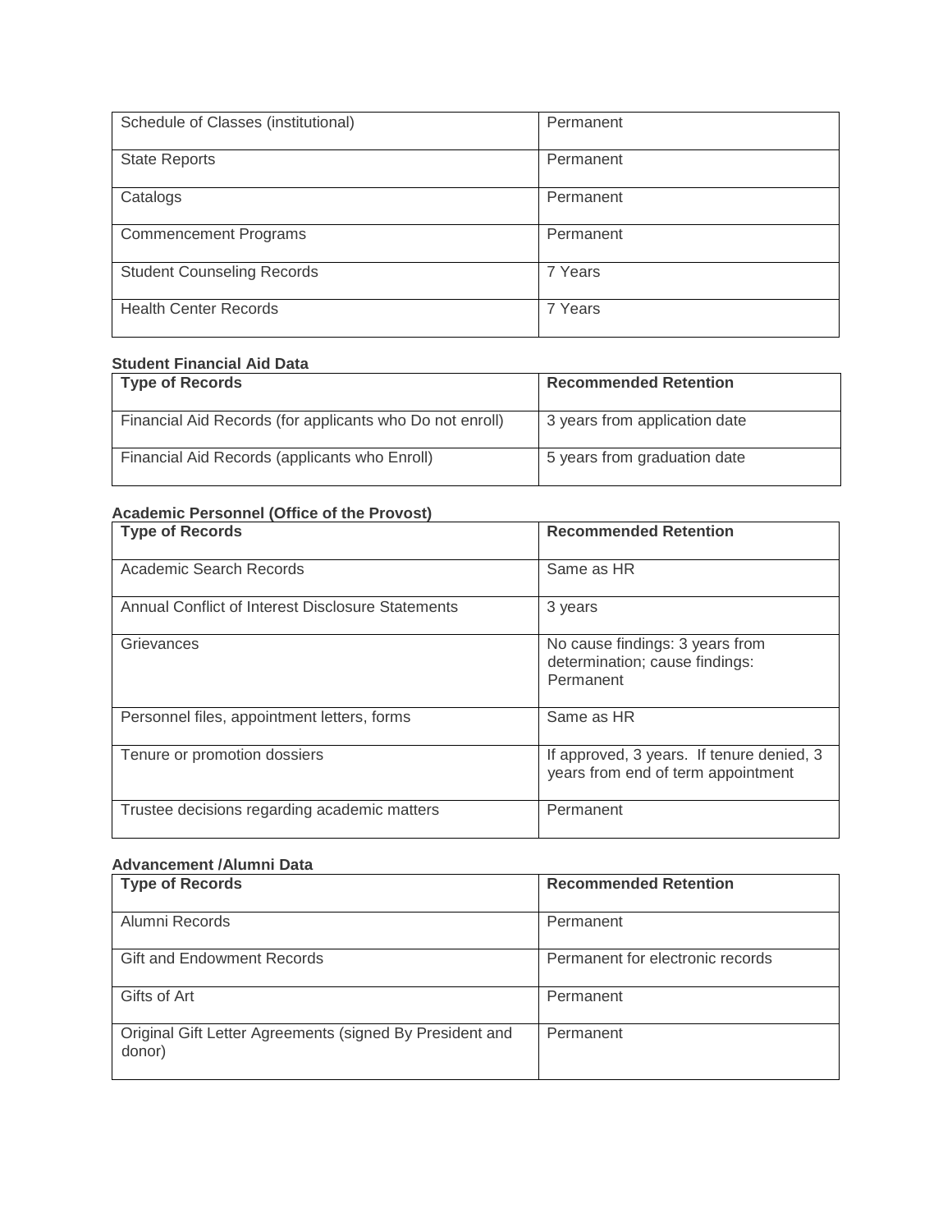| Schedule of Classes (institutional) | Permanent |
|---|---|
| State Reports | Permanent |
| Catalogs | Permanent |
| Commencement Programs | Permanent |
| Student Counseling Records | 7 Years |
| Health Center Records | 7 Years |

**Student Financial Aid Data**

| Type of Records | Recommended Retention |
|---|---|
| Financial Aid Records (for applicants who Do not enroll) | 3 years from application date |
| Financial Aid Records (applicants who Enroll) | 5 years from graduation date |

**Academic Personnel (Office of the Provost)**

| Type of Records | Recommended Retention |
|---|---|
| Academic Search Records | Same as HR |
| Annual Conflict of Interest Disclosure Statements | 3 years |
| Grievances | No cause findings: 3 years from determination; cause findings: Permanent |
| Personnel files, appointment letters, forms | Same as HR |
| Tenure or promotion dossiers | If approved, 3 years. If tenure denied, 3 years from end of term appointment |
| Trustee decisions regarding academic matters | Permanent |

**Advancement /Alumni Data**

| Type of Records | Recommended Retention |
|---|---|
| Alumni Records | Permanent |
| Gift and Endowment Records | Permanent for electronic records |
| Gifts of Art | Permanent |
| Original Gift Letter Agreements (signed By President and donor) | Permanent |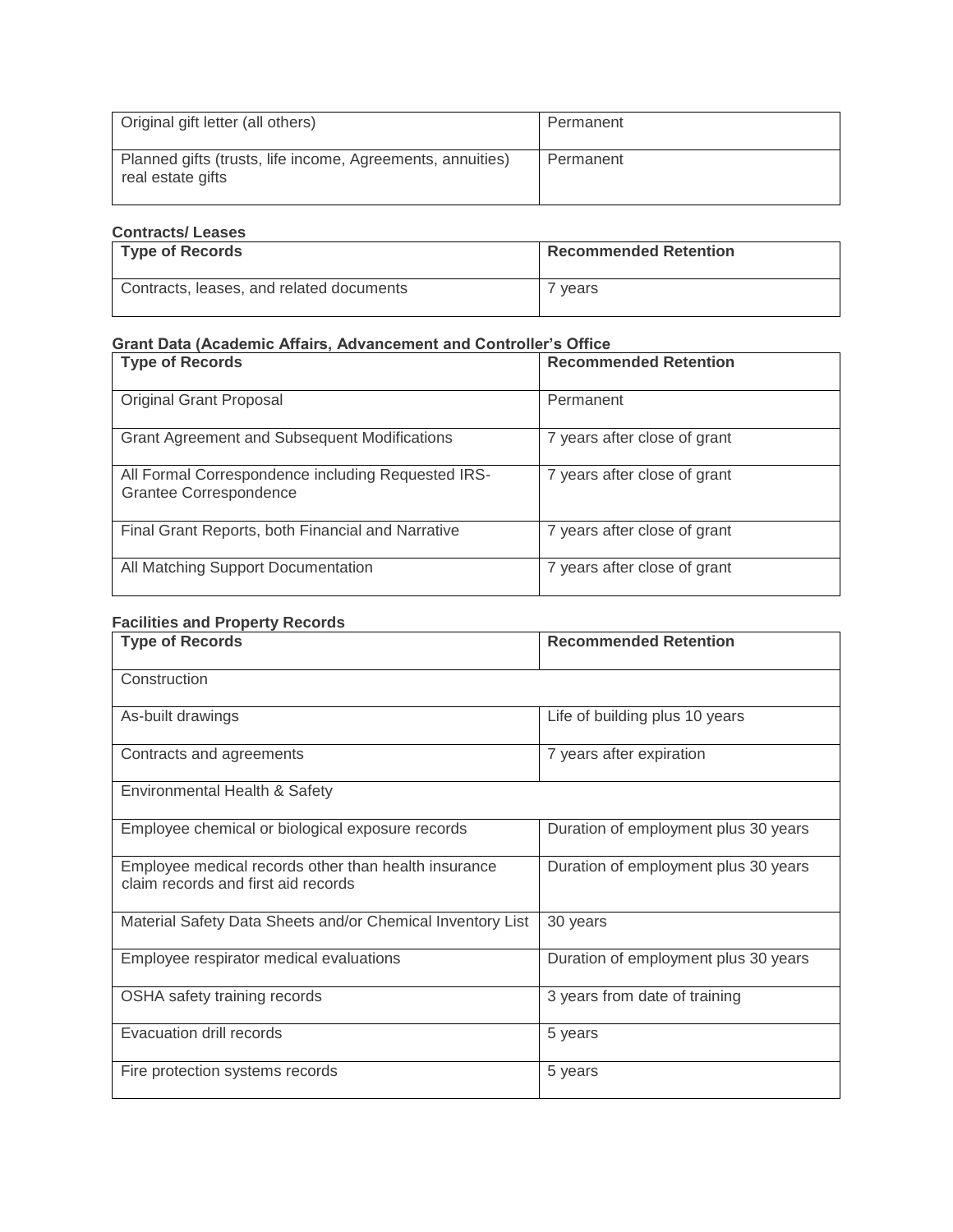| Original gift letter (all others) | Permanent |
|---|---|
| Planned gifts (trusts, life income, Agreements, annuities) real estate gifts | Permanent |

**Contracts/ Leases**

| Type of Records | Recommended Retention |
|---|---|
| Contracts, leases, and related documents | 7 years |

**Grant Data (Academic Affairs, Advancement and Controller's Office**

| Type of Records | Recommended Retention |
|---|---|
| Original Grant Proposal | Permanent |
| Grant Agreement and Subsequent Modifications | 7 years after close of grant |
| All Formal Correspondence including Requested IRS-Grantee Correspondence | 7 years after close of grant |
| Final Grant Reports, both Financial and Narrative | 7 years after close of grant |
| All Matching Support Documentation | 7 years after close of grant |

**Facilities and Property Records**

| Type of Records | Recommended Retention |
|---|---|
| Construction | |
| As-built drawings | Life of building plus 10 years |
| Contracts and agreements | 7 years after expiration |
| Environmental Health & Safety | |
| Employee chemical or biological exposure records | Duration of employment plus 30 years |
| Employee medical records other than health insurance claim records and first aid records | Duration of employment plus 30 years |
| Material Safety Data Sheets and/or Chemical Inventory List | 30 years |
| Employee respirator medical evaluations | Duration of employment plus 30 years |
| OSHA safety training records | 3 years from date of training |
| Evacuation drill records | 5 years |
| Fire protection systems records | 5 years |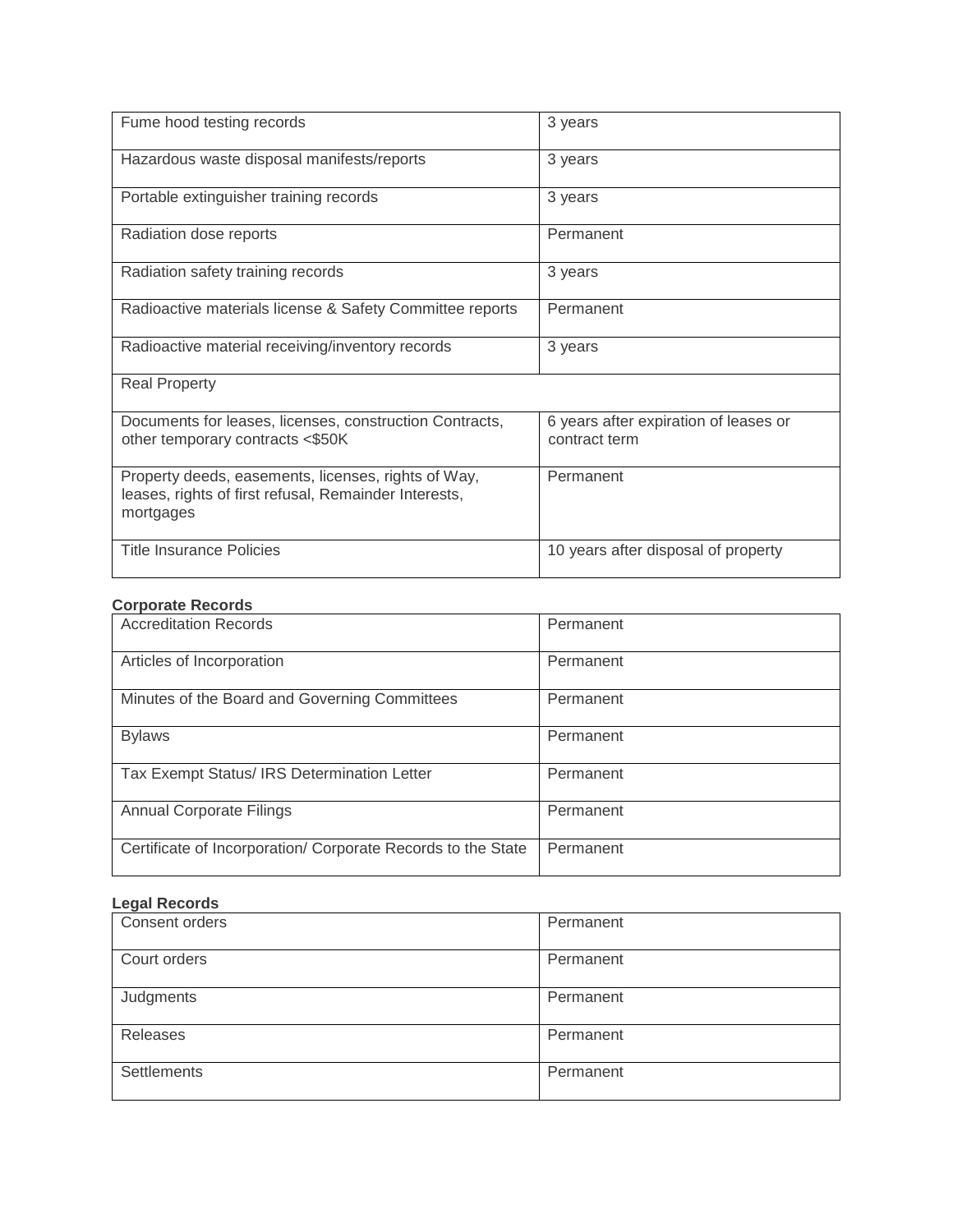| Fume hood testing records | 3 years |
|---|---|
| Hazardous waste disposal manifests/reports | 3 years |
| Portable extinguisher training records | 3 years |
| Radiation dose reports | Permanent |
| Radiation safety training records | 3 years |
| Radioactive materials license & Safety Committee reports | Permanent |
| Radioactive material receiving/inventory records | 3 years |
| Real Property | |
| Documents for leases, licenses, construction Contracts, other temporary contracts <$50K | 6 years after expiration of leases or contract term |
| Property deeds, easements, licenses, rights of Way, leases, rights of first refusal, Remainder Interests, mortgages | Permanent |
| Title Insurance Policies | 10 years after disposal of property |

**Corporate Records**

| Accreditation Records | Permanent |
|---|---|
| Articles of Incorporation | Permanent |
| Minutes of the Board and Governing Committees | Permanent |
| Bylaws | Permanent |
| Tax Exempt Status/ IRS Determination Letter | Permanent |
| Annual Corporate Filings | Permanent |
| Certificate of Incorporation/ Corporate Records to the State | Permanent |

**Legal Records**

| Consent orders | Permanent |
|---|---|
| Court orders | Permanent |
| Judgments | Permanent |
| Releases | Permanent |
| Settlements | Permanent |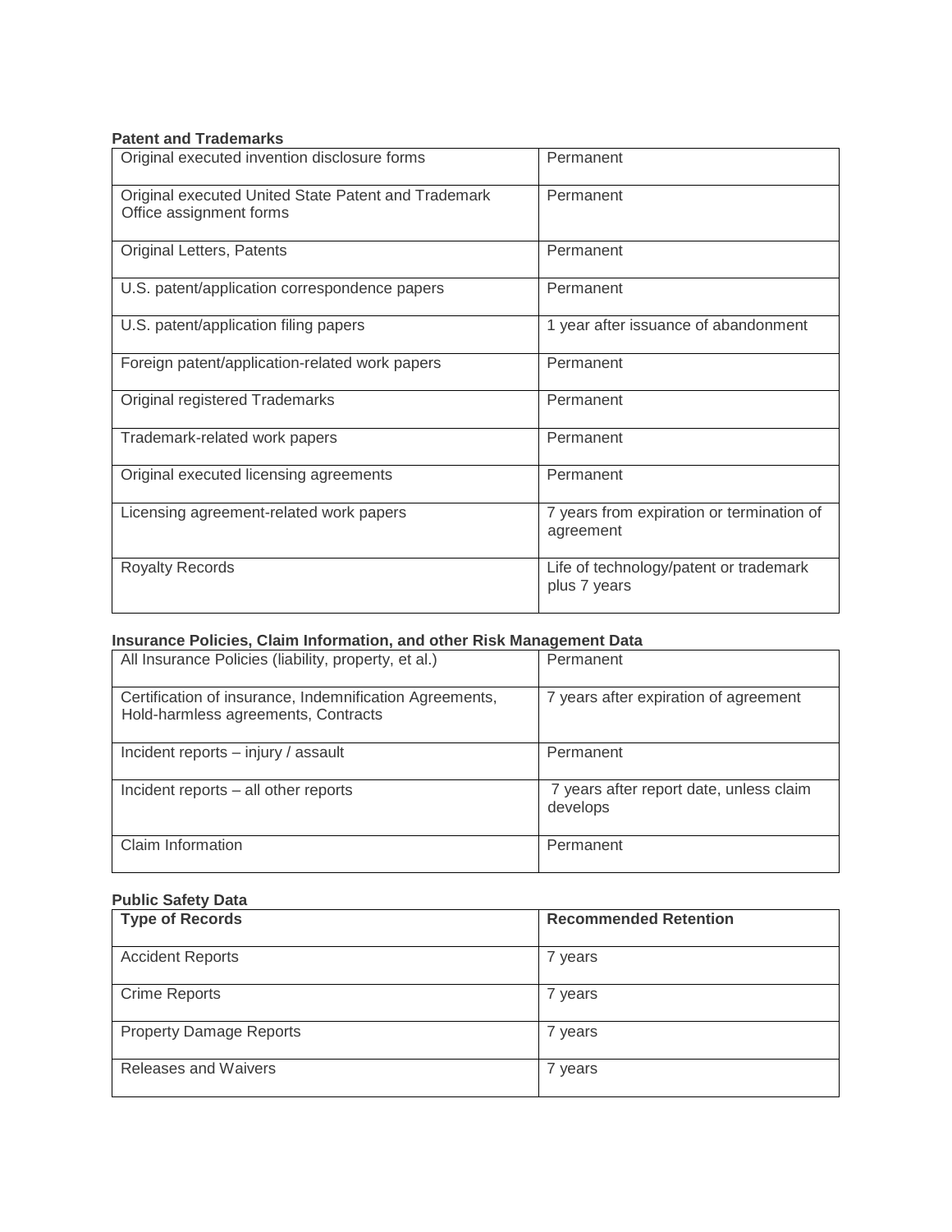**Patent and Trademarks**

| | |
|---|---|
| Original executed invention disclosure forms | Permanent |
| Original executed United State Patent and Trademark Office assignment forms | Permanent |
| Original Letters, Patents | Permanent |
| U.S. patent/application correspondence papers | Permanent |
| U.S. patent/application filing papers | 1 year after issuance of abandonment |
| Foreign patent/application-related work papers | Permanent |
| Original registered Trademarks | Permanent |
| Trademark-related work papers | Permanent |
| Original executed licensing agreements | Permanent |
| Licensing agreement-related work papers | 7 years from expiration or termination of agreement |
| Royalty Records | Life of technology/patent or trademark plus 7 years |

**Insurance Policies, Claim Information, and other Risk Management Data**

| | |
|---|---|
| All Insurance Policies (liability, property, et al.) | Permanent |
| Certification of insurance, Indemnification Agreements, Hold-harmless agreements, Contracts | 7 years after expiration of agreement |
| Incident reports – injury / assault | Permanent |
| Incident reports – all other reports | 7 years after report date, unless claim develops |
| Claim Information | Permanent |

**Public Safety Data**

| Type of Records | Recommended Retention |
|---|---|
| Accident Reports | 7 years |
| Crime Reports | 7 years |
| Property Damage Reports | 7 years |
| Releases and Waivers | 7 years |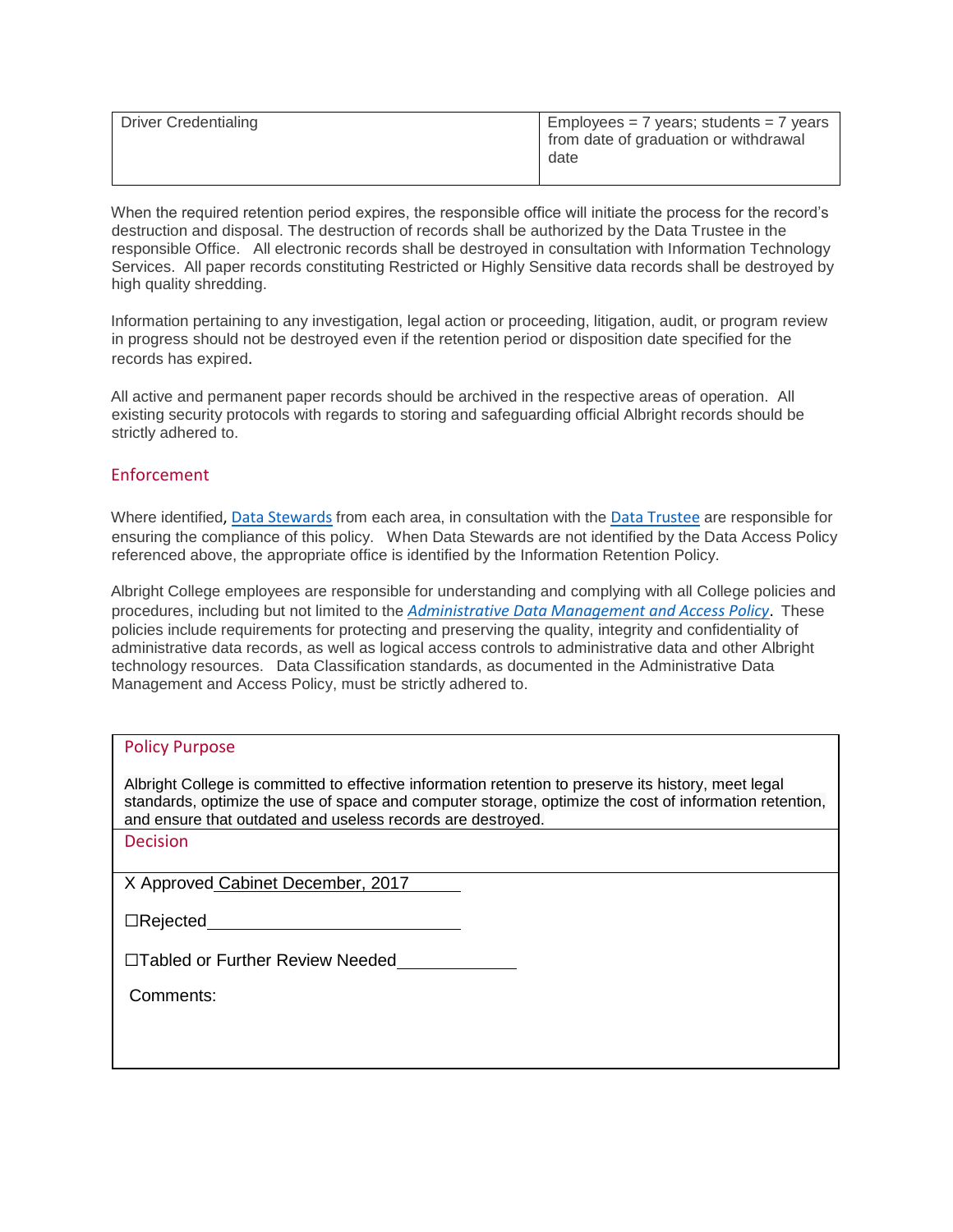| | |
|---|---|
| Driver Credentialing | Employees = 7 years; students = 7 years from date of graduation or withdrawal date |

When the required retention period expires, the responsible office will initiate the process for the record's destruction and disposal. The destruction of records shall be authorized by the Data Trustee in the responsible Office. All electronic records shall be destroyed in consultation with Information Technology Services. All paper records constituting Restricted or Highly Sensitive data records shall be destroyed by high quality shredding.

Information pertaining to any investigation, legal action or proceeding, litigation, audit, or program review in progress should not be destroyed even if the retention period or disposition date specified for the records has expired.

All active and permanent paper records should be archived in the respective areas of operation. All existing security protocols with regards to storing and safeguarding official Albright records should be strictly adhered to.

## Enforcement

Where identified, Data Stewards from each area, in consultation with the Data Trustee are responsible for ensuring the compliance of this policy. When Data Stewards are not identified by the Data Access Policy referenced above, the appropriate office is identified by the Information Retention Policy.

Albright College employees are responsible for understanding and complying with all College policies and procedures, including but not limited to the *Administrative Data Management and Access Policy*. These policies include requirements for protecting and preserving the quality, integrity and confidentiality of administrative data records, as well as logical access controls to administrative data and other Albright technology resources. Data Classification standards, as documented in the Administrative Data Management and Access Policy, must be strictly adhered to.

## Policy Purpose

Albright College is committed to effective information retention to preserve its history, meet legal standards, optimize the use of space and computer storage, optimize the cost of information retention, and ensure that outdated and useless records are destroyed.

## Decision

X Approved Cabinet December, 2017

☐Rejected

☐Tabled or Further Review Needed

Comments: